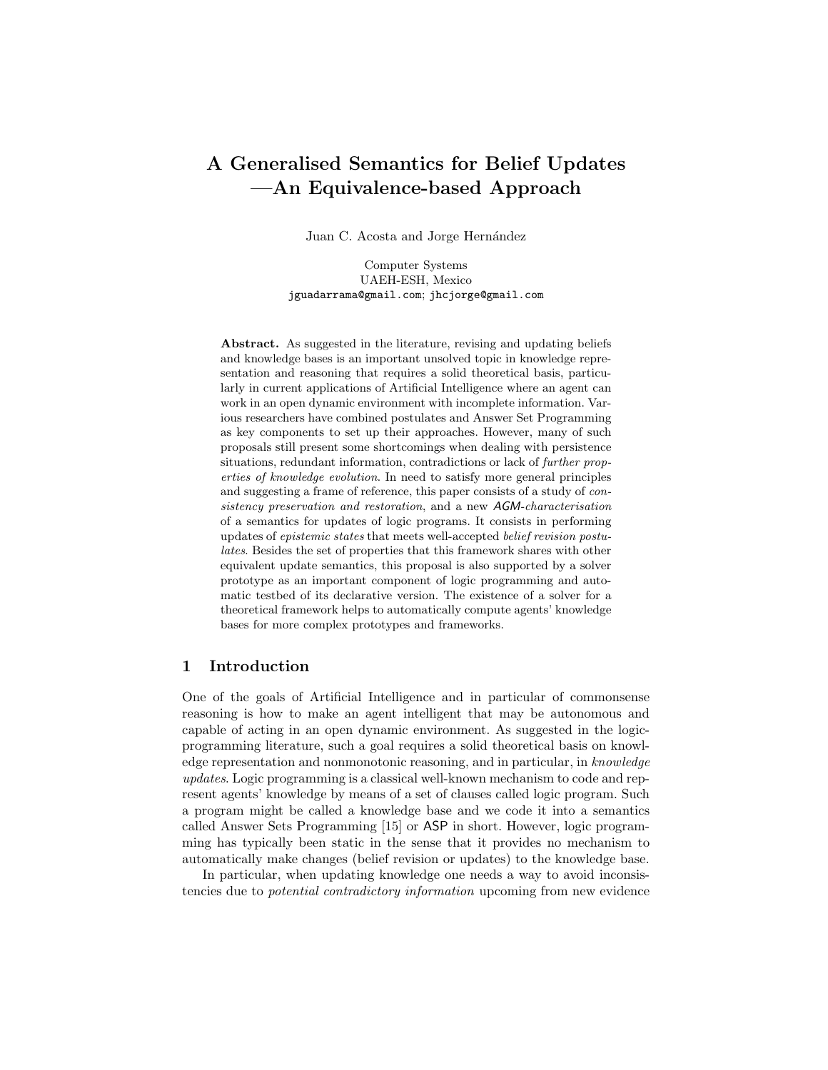# A Generalised Semantics for Belief Updates —An Equivalence-based Approach

Juan C. Acosta and Jorge Hernández

Computer Systems
UAEH-ESH, Mexico
jguadarrama@gmail.com; jhcjorge@gmail.com

**Abstract.** As suggested in the literature, revising and updating beliefs and knowledge bases is an important unsolved topic in knowledge representation and reasoning that requires a solid theoretical basis, particularly in current applications of Artificial Intelligence where an agent can work in an open dynamic environment with incomplete information. Various researchers have combined postulates and Answer Set Programming as key components to set up their approaches. However, many of such proposals still present some shortcomings when dealing with persistence situations, redundant information, contradictions or lack of *further properties of knowledge evolution*. In need to satisfy more general principles and suggesting a frame of reference, this paper consists of a study of *consistency preservation and restoration*, and a new *AGM-characterisation* of a semantics for updates of logic programs. It consists in performing updates of *epistemic states* that meets well-accepted *belief revision postulates*. Besides the set of properties that this framework shares with other equivalent update semantics, this proposal is also supported by a solver prototype as an important component of logic programming and automatic testbed of its declarative version. The existence of a solver for a theoretical framework helps to automatically compute agents' knowledge bases for more complex prototypes and frameworks.

## 1 Introduction

One of the goals of Artificial Intelligence and in particular of commonsense reasoning is how to make an agent intelligent that may be autonomous and capable of acting in an open dynamic environment. As suggested in the logic-programming literature, such a goal requires a solid theoretical basis on knowledge representation and nonmonotonic reasoning, and in particular, in *knowledge updates*. Logic programming is a classical well-known mechanism to code and represent agents' knowledge by means of a set of clauses called logic program. Such a program might be called a knowledge base and we code it into a semantics called Answer Sets Programming [15] or ASP in short. However, logic programming has typically been static in the sense that it provides no mechanism to automatically make changes (belief revision or updates) to the knowledge base.

In particular, when updating knowledge one needs a way to avoid inconsistencies due to *potential contradictory information* upcoming from new evidence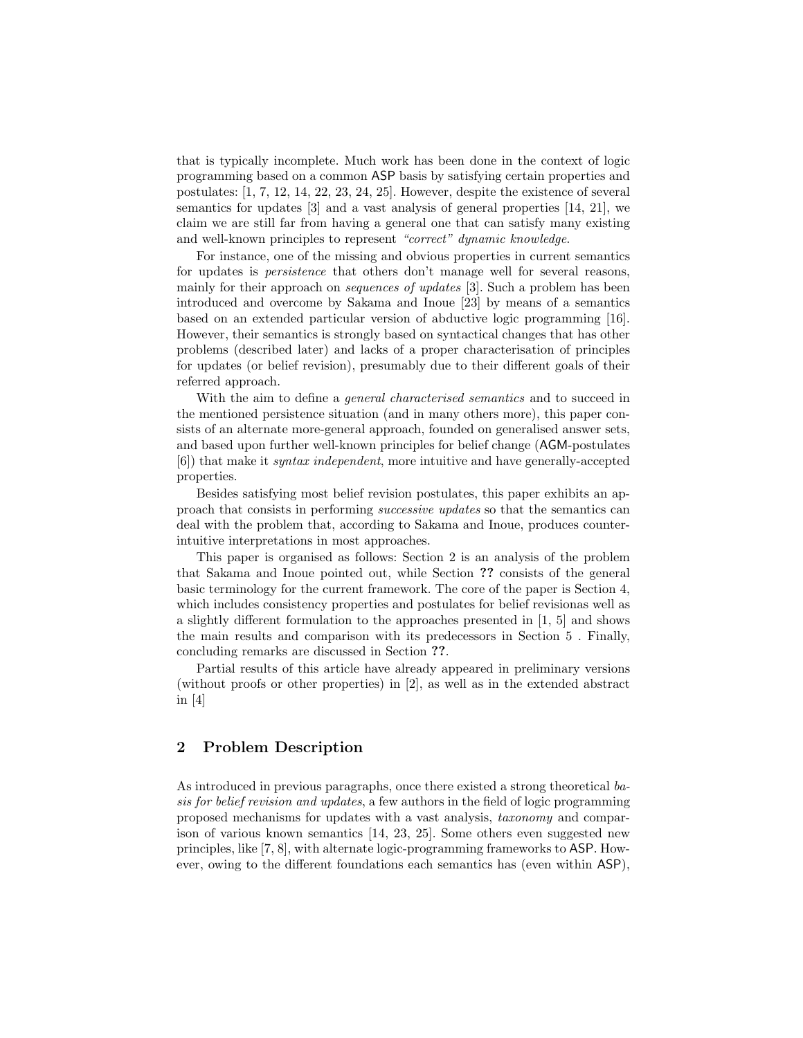that is typically incomplete. Much work has been done in the context of logic programming based on a common ASP basis by satisfying certain properties and postulates: [1, 7, 12, 14, 22, 23, 24, 25]. However, despite the existence of several semantics for updates [3] and a vast analysis of general properties [14, 21], we claim we are still far from having a general one that can satisfy many existing and well-known principles to represent *"correct" dynamic knowledge*.

For instance, one of the missing and obvious properties in current semantics for updates is *persistence* that others don't manage well for several reasons, mainly for their approach on *sequences of updates* [3]. Such a problem has been introduced and overcome by Sakama and Inoue [23] by means of a semantics based on an extended particular version of abductive logic programming [16]. However, their semantics is strongly based on syntactical changes that has other problems (described later) and lacks of a proper characterisation of principles for updates (or belief revision), presumably due to their different goals of their referred approach.

With the aim to define a *general characterised semantics* and to succeed in the mentioned persistence situation (and in many others more), this paper consists of an alternate more-general approach, founded on generalised answer sets, and based upon further well-known principles for belief change (AGM-postulates [6]) that make it *syntax independent*, more intuitive and have generally-accepted properties.

Besides satisfying most belief revision postulates, this paper exhibits an approach that consists in performing *successive updates* so that the semantics can deal with the problem that, according to Sakama and Inoue, produces counter-intuitive interpretations in most approaches.

This paper is organised as follows: Section 2 is an analysis of the problem that Sakama and Inoue pointed out, while Section **??** consists of the general basic terminology for the current framework. The core of the paper is Section 4, which includes consistency properties and postulates for belief revisionas well as a slightly different formulation to the approaches presented in [1, 5] and shows the main results and comparison with its predecessors in Section 5 . Finally, concluding remarks are discussed in Section **??**.

Partial results of this article have already appeared in preliminary versions (without proofs or other properties) in [2], as well as in the extended abstract in [4]

## 2 Problem Description

As introduced in previous paragraphs, once there existed a strong theoretical *basis for belief revision and updates*, a few authors in the field of logic programming proposed mechanisms for updates with a vast analysis, *taxonomy* and comparison of various known semantics [14, 23, 25]. Some others even suggested new principles, like [7, 8], with alternate logic-programming frameworks to ASP. However, owing to the different foundations each semantics has (even within ASP),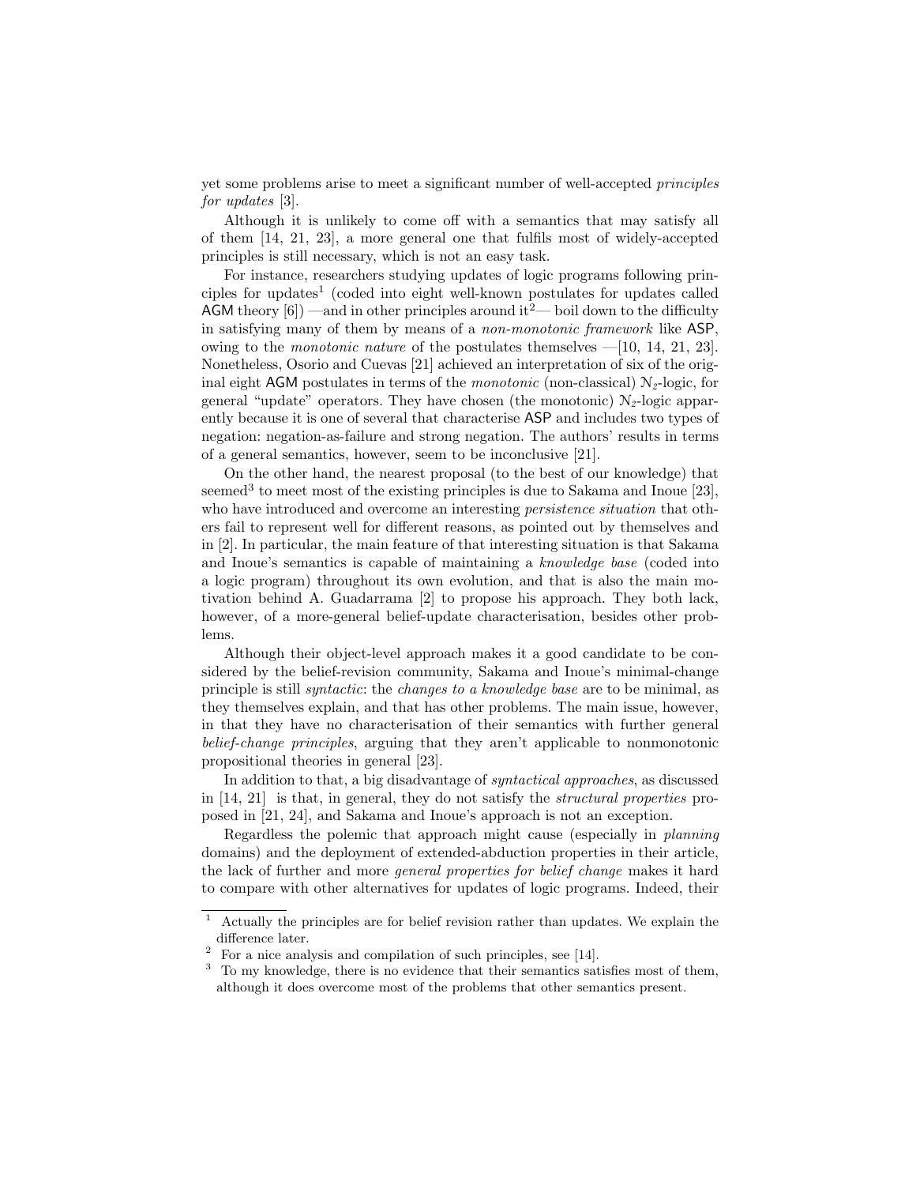yet some problems arise to meet a significant number of well-accepted *principles for updates* [3].

Although it is unlikely to come off with a semantics that may satisfy all of them [14, 21, 23], a more general one that fulfils most of widely-accepted principles is still necessary, which is not an easy task.

For instance, researchers studying updates of logic programs following principles for updates[1] (coded into eight well-known postulates for updates called AGM theory [6]) —and in other principles around it[2]— boil down to the difficulty in satisfying many of them by means of a *non-monotonic framework* like ASP, owing to the *monotonic nature* of the postulates themselves —[10, 14, 21, 23]. Nonetheless, Osorio and Cuevas [21] achieved an interpretation of six of the original eight AGM postulates in terms of the *monotonic* (non-classical) $\mathcal{N}_2$-logic, for general "update" operators. They have chosen (the monotonic) $\mathcal{N}_2$-logic apparently because it is one of several that characterise ASP and includes two types of negation: negation-as-failure and strong negation. The authors' results in terms of a general semantics, however, seem to be inconclusive [21].

On the other hand, the nearest proposal (to the best of our knowledge) that seemed[3] to meet most of the existing principles is due to Sakama and Inoue [23], who have introduced and overcome an interesting *persistence situation* that others fail to represent well for different reasons, as pointed out by themselves and in [2]. In particular, the main feature of that interesting situation is that Sakama and Inoue's semantics is capable of maintaining a *knowledge base* (coded into a logic program) throughout its own evolution, and that is also the main motivation behind A. Guadarrama [2] to propose his approach. They both lack, however, of a more-general belief-update characterisation, besides other problems.

Although their object-level approach makes it a good candidate to be considered by the belief-revision community, Sakama and Inoue's minimal-change principle is still *syntactic*: the *changes to a knowledge base* are to be minimal, as they themselves explain, and that has other problems. The main issue, however, in that they have no characterisation of their semantics with further general *belief-change principles*, arguing that they aren't applicable to nonmonotonic propositional theories in general [23].

In addition to that, a big disadvantage of *syntactical approaches*, as discussed in [14, 21] is that, in general, they do not satisfy the *structural properties* proposed in [21, 24], and Sakama and Inoue's approach is not an exception.

Regardless the polemic that approach might cause (especially in *planning* domains) and the deployment of extended-abduction properties in their article, the lack of further and more *general properties for belief change* makes it hard to compare with other alternatives for updates of logic programs. Indeed, their

---

[1] Actually the principles are for belief revision rather than updates. We explain the difference later.

[2] For a nice analysis and compilation of such principles, see [14].

[3] To my knowledge, there is no evidence that their semantics satisfies most of them, although it does overcome most of the problems that other semantics present.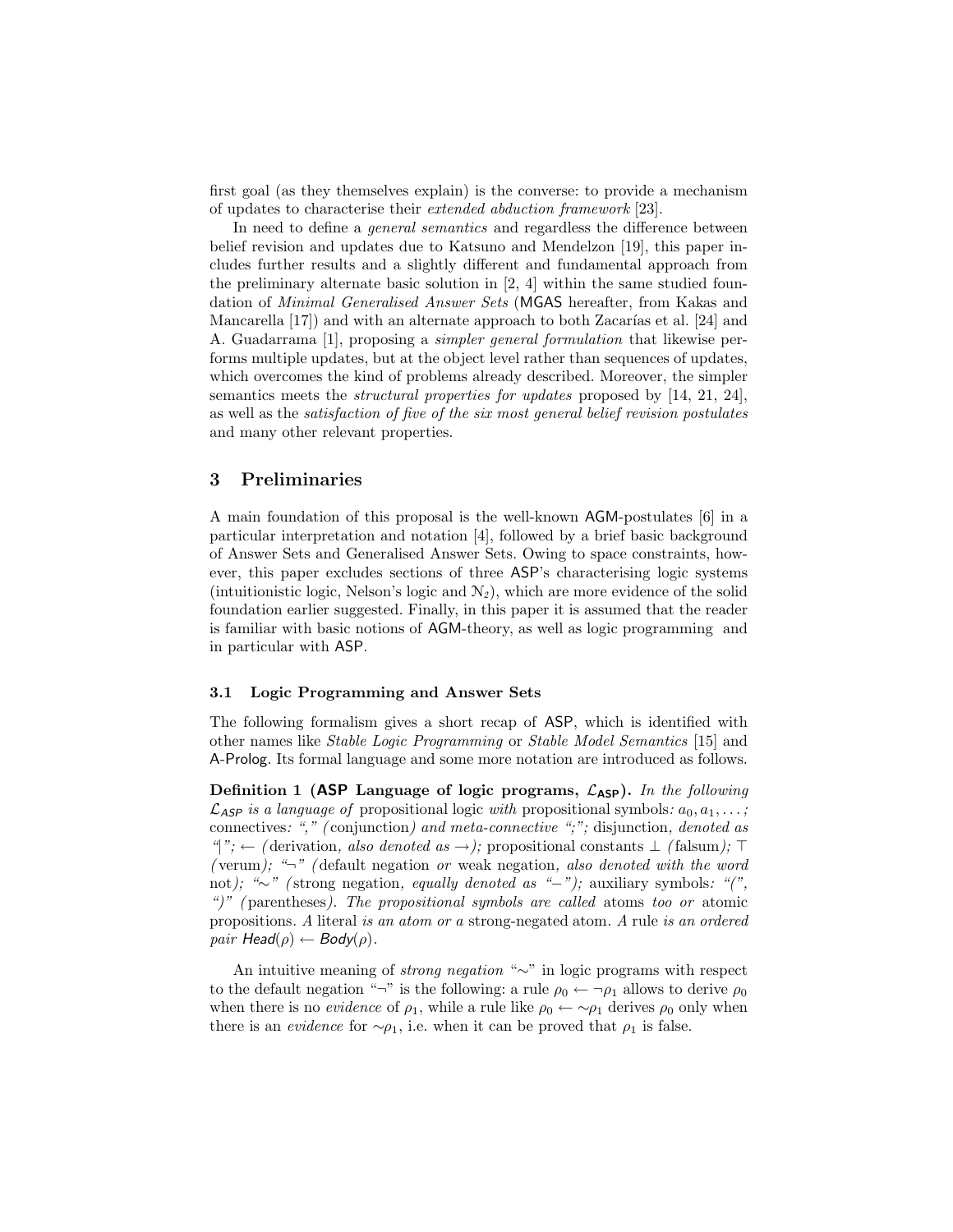first goal (as they themselves explain) is the converse: to provide a mechanism of updates to characterise their *extended abduction framework* [23].

In need to define a *general semantics* and regardless the difference between belief revision and updates due to Katsuno and Mendelzon [19], this paper includes further results and a slightly different and fundamental approach from the preliminary alternate basic solution in [2, 4] within the same studied foundation of *Minimal Generalised Answer Sets* (MGAS hereafter, from Kakas and Mancarella [17]) and with an alternate approach to both Zacarías et al. [24] and A. Guadarrama [1], proposing a *simpler general formulation* that likewise performs multiple updates, but at the object level rather than sequences of updates, which overcomes the kind of problems already described. Moreover, the simpler semantics meets the *structural properties for updates* proposed by [14, 21, 24], as well as the *satisfaction of five of the six most general belief revision postulates* and many other relevant properties.

## 3 Preliminaries

A main foundation of this proposal is the well-known AGM-postulates [6] in a particular interpretation and notation [4], followed by a brief basic background of Answer Sets and Generalised Answer Sets. Owing to space constraints, however, this paper excludes sections of three ASP's characterising logic systems (intuitionistic logic, Nelson's logic and $\mathcal{N}_2$), which are more evidence of the solid foundation earlier suggested. Finally, in this paper it is assumed that the reader is familiar with basic notions of AGM-theory, as well as logic programming and in particular with ASP.

### 3.1 Logic Programming and Answer Sets

The following formalism gives a short recap of ASP, which is identified with other names like *Stable Logic Programming* or *Stable Model Semantics* [15] and A-Prolog. Its formal language and some more notation are introduced as follows.

**Definition 1 (ASP Language of logic programs, $\mathcal{L}_{\mathsf{ASP}}$).** *In the following $\mathcal{L}_{ASP}$ is a language of* propositional logic *with* propositional symbols*: $a_0, a_1, \ldots$;* connectives*: "," (*conjunction*) and meta-connective ";";* disjunction*, denoted as "|"; $\leftarrow$ (*derivation*, also denoted as $\rightarrow$);* propositional constants $\bot$ *(*falsum*);* $\top$ *(*verum*); "$\neg$" (*default negation *or* weak negation*, also denoted with the word* not*); "$\sim$" (*strong negation*, equally denoted as "$-$");* auxiliary symbols*: "(", ")" (*parentheses*). The propositional symbols are called* atoms *too or* atomic propositions*. A* literal *is an atom or a* strong-negated atom*. A* rule *is an ordered pair $\mathsf{Head}(\rho) \leftarrow \mathsf{Body}(\rho)$.*

An intuitive meaning of *strong negation* "$\sim$" in logic programs with respect to the default negation "$\neg$" is the following: a rule $\rho_0 \leftarrow \neg\rho_1$ allows to derive $\rho_0$ when there is no *evidence* of $\rho_1$, while a rule like $\rho_0 \leftarrow \sim\rho_1$ derives $\rho_0$ only when there is an *evidence* for $\sim\rho_1$, i.e. when it can be proved that $\rho_1$ is false.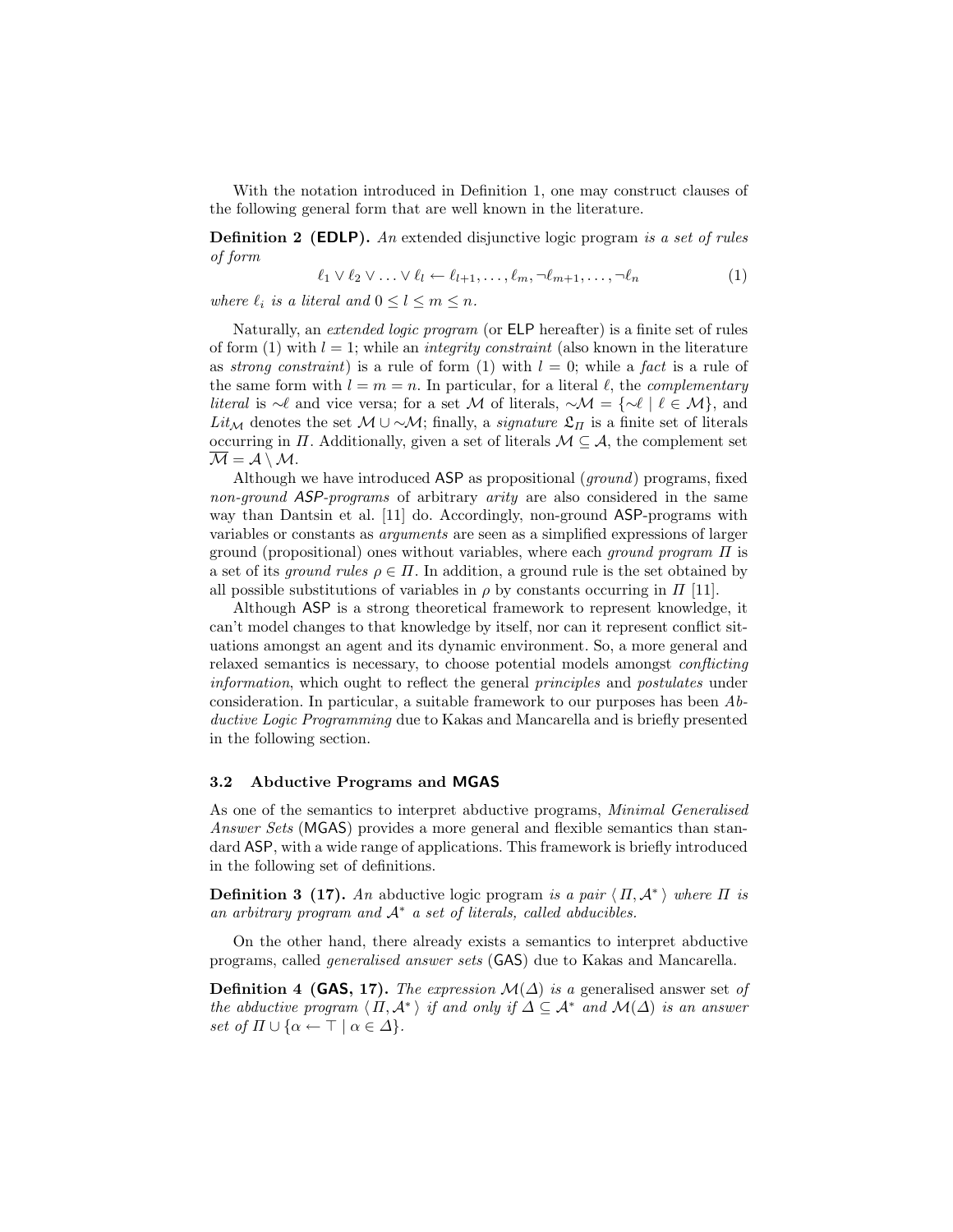With the notation introduced in Definition 1, one may construct clauses of the following general form that are well known in the literature.

**Definition 2 (EDLP).** *An* extended disjunctive logic program *is a set of rules of form*

$$\ell_1 \vee \ell_2 \vee \ldots \vee \ell_l \leftarrow \ell_{l+1}, \ldots, \ell_m, \neg\ell_{m+1}, \ldots, \neg\ell_n \tag{1}$$

*where $\ell_i$ is a literal and $0 \leq l \leq m \leq n$.*

Naturally, an *extended logic program* (or ELP hereafter) is a finite set of rules of form (1) with $l = 1$; while an *integrity constraint* (also known in the literature as *strong constraint*) is a rule of form (1) with $l = 0$; while a *fact* is a rule of the same form with $l = m = n$. In particular, for a literal $\ell$, the *complementary literal* is $\sim\ell$ and vice versa; for a set $\mathcal{M}$ of literals, $\sim\mathcal{M} = \{\sim\ell \mid \ell \in \mathcal{M}\}$, and $Lit_{\mathcal{M}}$ denotes the set $\mathcal{M} \cup \sim\mathcal{M}$; finally, a *signature* $\mathfrak{L}_\Pi$ is a finite set of literals occurring in $\Pi$. Additionally, given a set of literals $\mathcal{M} \subseteq \mathcal{A}$, the complement set $\overline{\mathcal{M}} = \mathcal{A} \setminus \mathcal{M}$.

Although we have introduced ASP as propositional (*ground*) programs, fixed *non-ground ASP-programs* of arbitrary *arity* are also considered in the same way than Dantsin et al. [11] do. Accordingly, non-ground ASP-programs with variables or constants as *arguments* are seen as a simplified expressions of larger ground (propositional) ones without variables, where each *ground program $\Pi$* is a set of its *ground rules* $\rho \in \Pi$. In addition, a ground rule is the set obtained by all possible substitutions of variables in $\rho$ by constants occurring in $\Pi$ [11].

Although ASP is a strong theoretical framework to represent knowledge, it can't model changes to that knowledge by itself, nor can it represent conflict situations amongst an agent and its dynamic environment. So, a more general and relaxed semantics is necessary, to choose potential models amongst *conflicting information*, which ought to reflect the general *principles* and *postulates* under consideration. In particular, a suitable framework to our purposes has been *Abductive Logic Programming* due to Kakas and Mancarella and is briefly presented in the following section.

### 3.2 Abductive Programs and MGAS

As one of the semantics to interpret abductive programs, *Minimal Generalised Answer Sets* (MGAS) provides a more general and flexible semantics than standard ASP, with a wide range of applications. This framework is briefly introduced in the following set of definitions.

**Definition 3 (17).** *An* abductive logic program *is a pair $\langle \Pi, \mathcal{A}^* \rangle$ where $\Pi$ is an arbitrary program and $\mathcal{A}^*$ a set of literals, called abducibles.*

On the other hand, there already exists a semantics to interpret abductive programs, called *generalised answer sets* (GAS) due to Kakas and Mancarella.

**Definition 4 (GAS, 17).** *The expression $\mathcal{M}(\Delta)$ is a* generalised answer set *of the abductive program $\langle \Pi, \mathcal{A}^* \rangle$ if and only if $\Delta \subseteq \mathcal{A}^*$ and $\mathcal{M}(\Delta)$ is an answer set of $\Pi \cup \{\alpha \leftarrow \top \mid \alpha \in \Delta\}$.*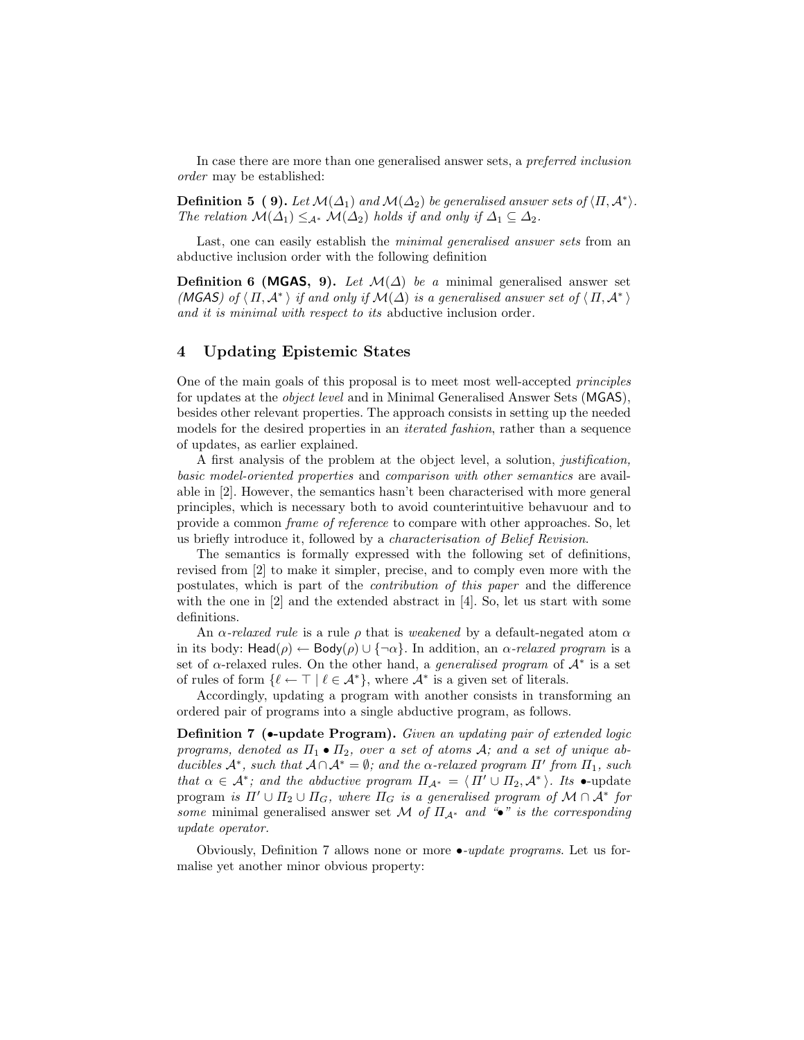In case there are more than one generalised answer sets, a *preferred inclusion order* may be established:

**Definition 5 ( 9).** *Let $\mathcal{M}(\Delta_1)$ and $\mathcal{M}(\Delta_2)$ be generalised answer sets of $\langle \Pi, \mathcal{A}^* \rangle$. The relation $\mathcal{M}(\Delta_1) \leq_{\mathcal{A}^*} \mathcal{M}(\Delta_2)$ holds if and only if $\Delta_1 \subseteq \Delta_2$.*

Last, one can easily establish the *minimal generalised answer sets* from an abductive inclusion order with the following definition

**Definition 6 (MGAS, 9).** *Let $\mathcal{M}(\Delta)$ be a* minimal generalised answer set *(MGAS) of $\langle \Pi, \mathcal{A}^* \rangle$ if and only if $\mathcal{M}(\Delta)$ is a generalised answer set of $\langle \Pi, \mathcal{A}^* \rangle$ and it is minimal with respect to its* abductive inclusion order.

## 4 Updating Epistemic States

One of the main goals of this proposal is to meet most well-accepted *principles* for updates at the *object level* and in Minimal Generalised Answer Sets (MGAS), besides other relevant properties. The approach consists in setting up the needed models for the desired properties in an *iterated fashion*, rather than a sequence of updates, as earlier explained.

A first analysis of the problem at the object level, a solution, *justification, basic model-oriented properties* and *comparison with other semantics* are available in [2]. However, the semantics hasn't been characterised with more general principles, which is necessary both to avoid counterintuitive behavuour and to provide a common *frame of reference* to compare with other approaches. So, let us briefly introduce it, followed by a *characterisation of Belief Revision*.

The semantics is formally expressed with the following set of definitions, revised from [2] to make it simpler, precise, and to comply even more with the postulates, which is part of the *contribution of this paper* and the difference with the one in [2] and the extended abstract in [4]. So, let us start with some definitions.

An *$\alpha$-relaxed rule* is a rule $\rho$ that is *weakened* by a default-negated atom $\alpha$ in its body: $\mathsf{Head}(\rho) \leftarrow \mathsf{Body}(\rho) \cup \{\neg\alpha\}$. In addition, an *$\alpha$-relaxed program* is a set of $\alpha$-relaxed rules. On the other hand, a *generalised program* of $\mathcal{A}^*$ is a set of rules of form $\{\ell \leftarrow \top \mid \ell \in \mathcal{A}^*\}$, where $\mathcal{A}^*$ is a given set of literals.

Accordingly, updating a program with another consists in transforming an ordered pair of programs into a single abductive program, as follows.

**Definition 7 ($\bullet$-update Program).** *Given an updating pair of extended logic programs, denoted as $\Pi_1 \bullet \Pi_2$, over a set of atoms $\mathcal{A}$; and a set of unique abducibles $\mathcal{A}^*$, such that $\mathcal{A} \cap \mathcal{A}^* = \emptyset$; and the $\alpha$-relaxed program $\Pi'$ from $\Pi_1$, such that $\alpha \in \mathcal{A}^*$; and the abductive program $\Pi_{\mathcal{A}^*} = \langle \Pi' \cup \Pi_2, \mathcal{A}^* \rangle$. Its* $\bullet$-update program *is $\Pi' \cup \Pi_2 \cup \Pi_G$, where $\Pi_G$ is a generalised program of $\mathcal{M} \cap \mathcal{A}^*$ for* some *minimal generalised answer set $\mathcal{M}$ of $\Pi_{\mathcal{A}^*}$ and "$\bullet$" is the corresponding update operator.*

Obviously, Definition 7 allows none or more *$\bullet$-update programs*. Let us formalise yet another minor obvious property: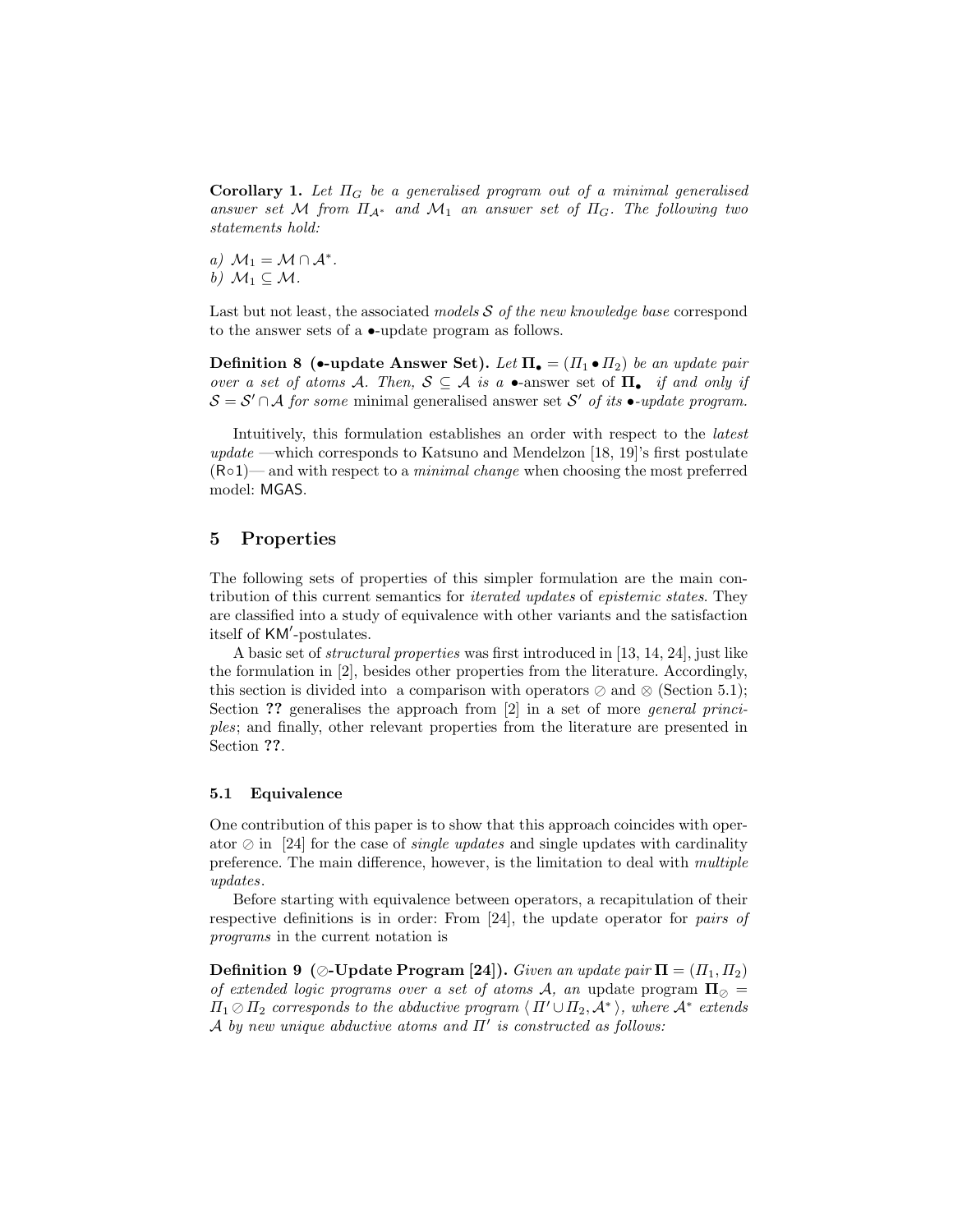**Corollary 1.** *Let $\Pi_G$ be a generalised program out of a minimal generalised answer set $\mathcal{M}$ from $\Pi_{\mathcal{A}^*}$ and $\mathcal{M}_1$ an answer set of $\Pi_G$. The following two statements hold:*

*a)* $\mathcal{M}_1 = \mathcal{M} \cap \mathcal{A}^*$.
*b)* $\mathcal{M}_1 \subseteq \mathcal{M}$.

Last but not least, the associated *models* $\mathcal{S}$ *of the new knowledge base* correspond to the answer sets of a $\bullet$-update program as follows.

**Definition 8 ($\bullet$-update Answer Set).** *Let $\mathbf{\Pi_\bullet} = (\Pi_1 \bullet \Pi_2)$ be an update pair over a set of atoms $\mathcal{A}$. Then, $\mathcal{S} \subseteq \mathcal{A}$ is a* $\bullet$-answer set *of* $\mathbf{\Pi_\bullet}$ *if and only if* $\mathcal{S} = \mathcal{S}' \cap \mathcal{A}$ *for some* minimal generalised answer set $\mathcal{S}'$ *of its $\bullet$-update program.*

Intuitively, this formulation establishes an order with respect to the *latest update* —which corresponds to Katsuno and Mendelzon [18, 19]'s first postulate (R∘1)— and with respect to a *minimal change* when choosing the most preferred model: MGAS.

## 5 Properties

The following sets of properties of this simpler formulation are the main contribution of this current semantics for *iterated updates* of *epistemic states*. They are classified into a study of equivalence with other variants and the satisfaction itself of KM′-postulates.

A basic set of *structural properties* was first introduced in [13, 14, 24], just like the formulation in [2], besides other properties from the literature. Accordingly, this section is divided into a comparison with operators $\oslash$ and $\otimes$ (Section 5.1); Section **??** generalises the approach from [2] in a set of more *general principles*; and finally, other relevant properties from the literature are presented in Section **??**.

### 5.1 Equivalence

One contribution of this paper is to show that this approach coincides with operator $\oslash$ in [24] for the case of *single updates* and single updates with cardinality preference. The main difference, however, is the limitation to deal with *multiple updates*.

Before starting with equivalence between operators, a recapitulation of their respective definitions is in order: From [24], the update operator for *pairs of programs* in the current notation is

**Definition 9 ($\oslash$-Update Program [24]).** *Given an update pair $\mathbf{\Pi} = (\Pi_1, \Pi_2)$ of extended logic programs over a set of atoms $\mathcal{A}$, an* update program $\mathbf{\Pi}_\oslash = \Pi_1 \oslash \Pi_2$ *corresponds to the abductive program $\langle\, \Pi' \cup \Pi_2, \mathcal{A}^* \,\rangle$, where $\mathcal{A}^*$ extends $\mathcal{A}$ by new unique abductive atoms and $\Pi'$ is constructed as follows:*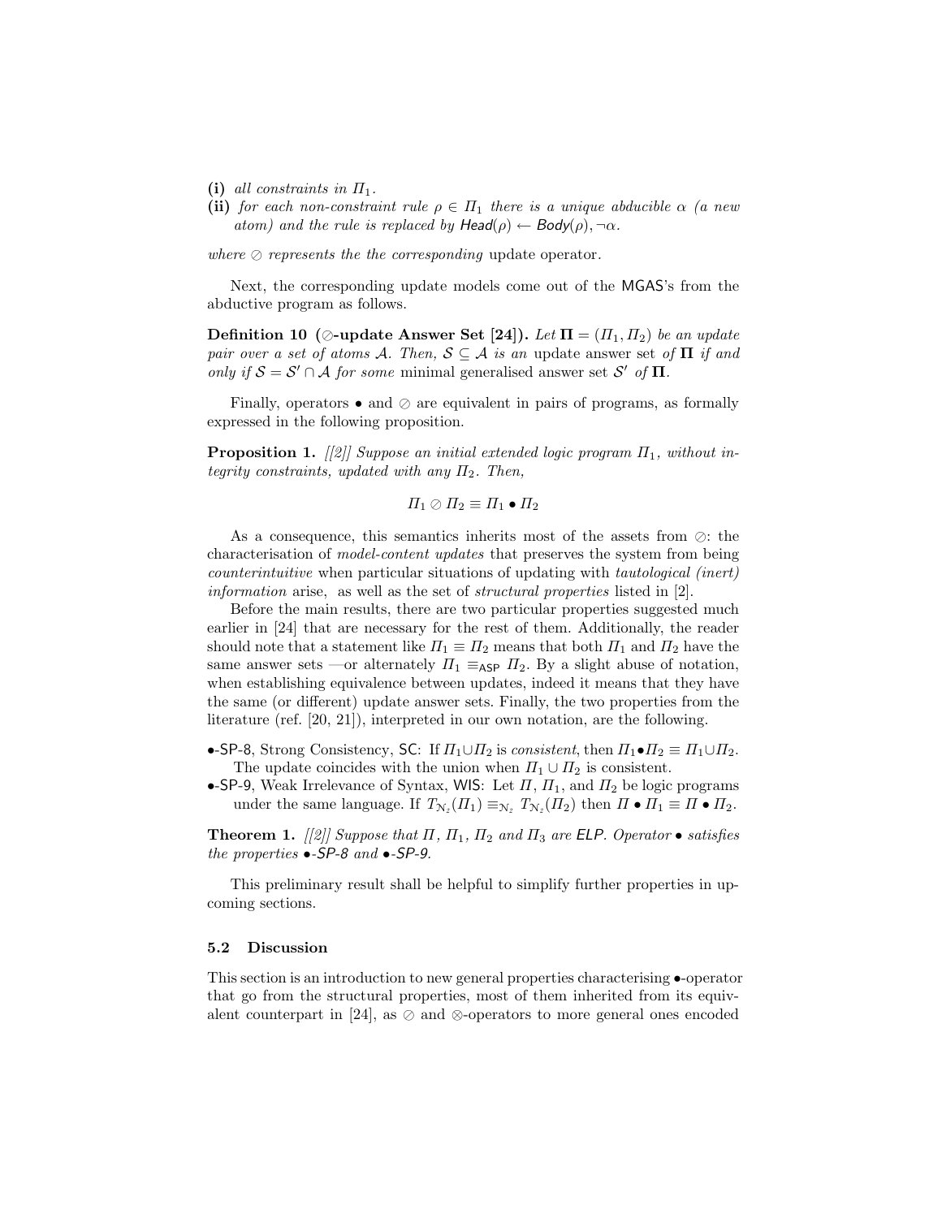**(i)** *all constraints in $\Pi_1$.*

**(ii)** *for each non-constraint rule $\rho \in \Pi_1$ there is a unique abducible $\alpha$ (a new atom) and the rule is replaced by $\mathsf{Head}(\rho) \leftarrow \mathsf{Body}(\rho), \neg\alpha$.*

*where $\oslash$ represents the the corresponding* update operator*.*

Next, the corresponding update models come out of the MGAS's from the abductive program as follows.

**Definition 10 ($\oslash$-update Answer Set [24]).** *Let $\mathbf{\Pi} = (\Pi_1, \Pi_2)$ be an update pair over a set of atoms $\mathcal{A}$. Then, $\mathcal{S} \subseteq \mathcal{A}$ is an* update answer set *of $\mathbf{\Pi}$ if and only if $\mathcal{S} = \mathcal{S}' \cap \mathcal{A}$ for some* minimal generalised answer set *$\mathcal{S}'$ of $\mathbf{\Pi}$.*

Finally, operators $\bullet$ and $\oslash$ are equivalent in pairs of programs, as formally expressed in the following proposition.

**Proposition 1.** *[[2]] Suppose an initial extended logic program $\Pi_1$, without integrity constraints, updated with any $\Pi_2$. Then,*

$$\Pi_1 \oslash \Pi_2 \equiv \Pi_1 \bullet \Pi_2$$

As a consequence, this semantics inherits most of the assets from $\oslash$: the characterisation of *model-content updates* that preserves the system from being *counterintuitive* when particular situations of updating with *tautological (inert) information* arise, as well as the set of *structural properties* listed in [2].

Before the main results, there are two particular properties suggested much earlier in [24] that are necessary for the rest of them. Additionally, the reader should note that a statement like $\Pi_1 \equiv \Pi_2$ means that both $\Pi_1$ and $\Pi_2$ have the same answer sets —or alternately $\Pi_1 \equiv_{\mathsf{ASP}} \Pi_2$. By a slight abuse of notation, when establishing equivalence between updates, indeed it means that they have the same (or different) update answer sets. Finally, the two properties from the literature (ref. [20, 21]), interpreted in our own notation, are the following.

- $\bullet$-SP-8, Strong Consistency, SC: If $\Pi_1 \cup \Pi_2$ is *consistent*, then $\Pi_1 \bullet \Pi_2 \equiv \Pi_1 \cup \Pi_2$. The update coincides with the union when $\Pi_1 \cup \Pi_2$ is consistent.
- $\bullet$-SP-9, Weak Irrelevance of Syntax, WIS: Let $\Pi$, $\Pi_1$, and $\Pi_2$ be logic programs under the same language. If $T_{\mathbb{N}_2}(\Pi_1) \equiv_{\mathbb{N}_2} T_{\mathbb{N}_2}(\Pi_2)$ then $\Pi \bullet \Pi_1 \equiv \Pi \bullet \Pi_2$.

**Theorem 1.** *[[2]] Suppose that $\Pi$, $\Pi_1$, $\Pi_2$ and $\Pi_3$ are ELP. Operator $\bullet$ satisfies the properties $\bullet$-SP-8 and $\bullet$-SP-9.*

This preliminary result shall be helpful to simplify further properties in upcoming sections.

### 5.2 Discussion

This section is an introduction to new general properties characterising $\bullet$-operator that go from the structural properties, most of them inherited from its equivalent counterpart in [24], as $\oslash$ and $\otimes$-operators to more general ones encoded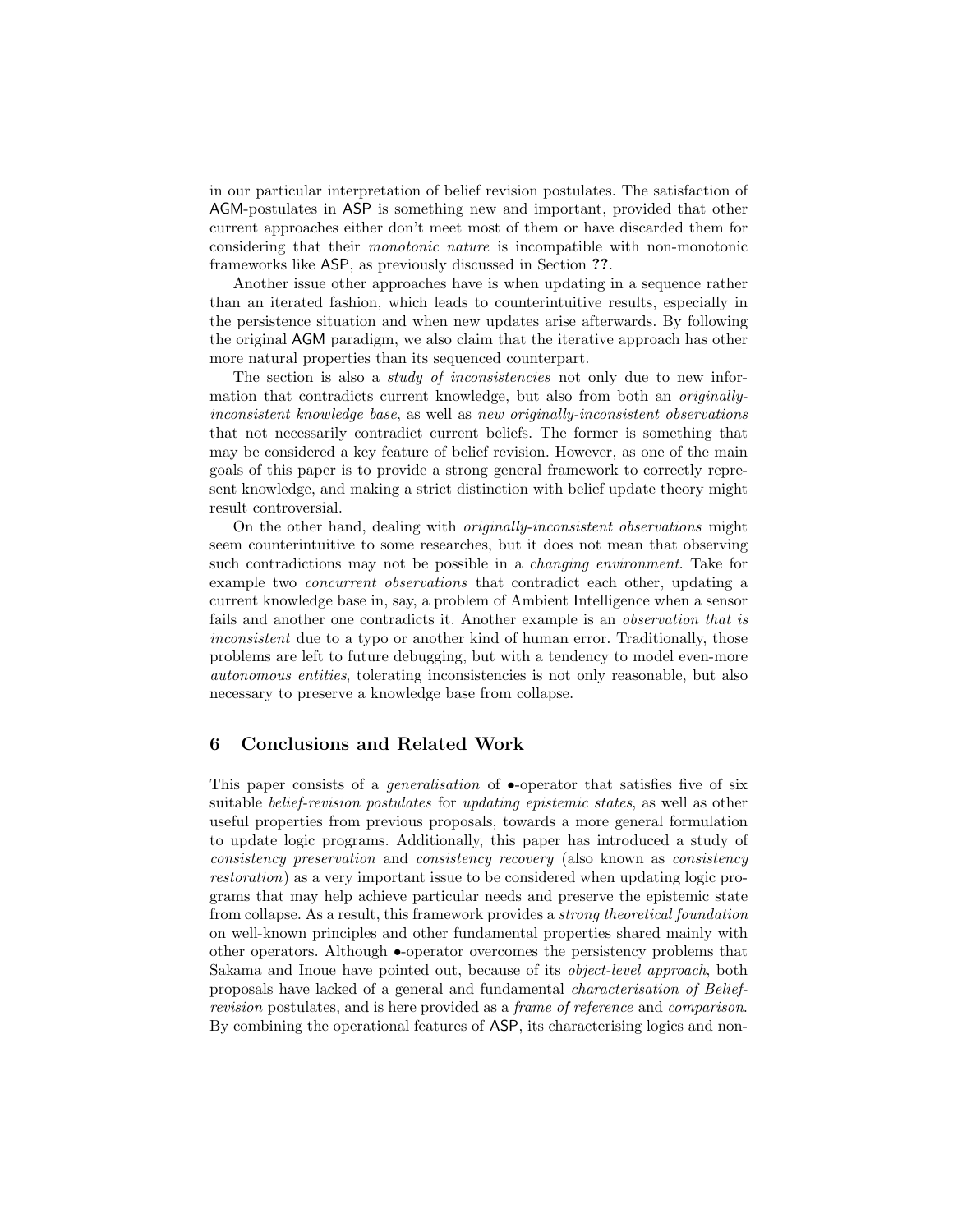in our particular interpretation of belief revision postulates. The satisfaction of AGM-postulates in ASP is something new and important, provided that other current approaches either don't meet most of them or have discarded them for considering that their *monotonic nature* is incompatible with non-monotonic frameworks like ASP, as previously discussed in Section ??.

Another issue other approaches have is when updating in a sequence rather than an iterated fashion, which leads to counterintuitive results, especially in the persistence situation and when new updates arise afterwards. By following the original AGM paradigm, we also claim that the iterative approach has other more natural properties than its sequenced counterpart.

The section is also a *study of inconsistencies* not only due to new information that contradicts current knowledge, but also from both an *originally-inconsistent knowledge base*, as well as *new originally-inconsistent observations* that not necessarily contradict current beliefs. The former is something that may be considered a key feature of belief revision. However, as one of the main goals of this paper is to provide a strong general framework to correctly represent knowledge, and making a strict distinction with belief update theory might result controversial.

On the other hand, dealing with *originally-inconsistent observations* might seem counterintuitive to some researches, but it does not mean that observing such contradictions may not be possible in a *changing environment*. Take for example two *concurrent observations* that contradict each other, updating a current knowledge base in, say, a problem of Ambient Intelligence when a sensor fails and another one contradicts it. Another example is an *observation that is inconsistent* due to a typo or another kind of human error. Traditionally, those problems are left to future debugging, but with a tendency to model even-more *autonomous entities*, tolerating inconsistencies is not only reasonable, but also necessary to preserve a knowledge base from collapse.

## 6 Conclusions and Related Work

This paper consists of a *generalisation* of $\bullet$-operator that satisfies five of six suitable *belief-revision postulates* for *updating epistemic states*, as well as other useful properties from previous proposals, towards a more general formulation to update logic programs. Additionally, this paper has introduced a study of *consistency preservation* and *consistency recovery* (also known as *consistency restoration*) as a very important issue to be considered when updating logic programs that may help achieve particular needs and preserve the epistemic state from collapse. As a result, this framework provides a *strong theoretical foundation* on well-known principles and other fundamental properties shared mainly with other operators. Although $\bullet$-operator overcomes the persistency problems that Sakama and Inoue have pointed out, because of its *object-level approach*, both proposals have lacked of a general and fundamental *characterisation of Belief-revision* postulates, and is here provided as a *frame of reference* and *comparison*. By combining the operational features of ASP, its characterising logics and non-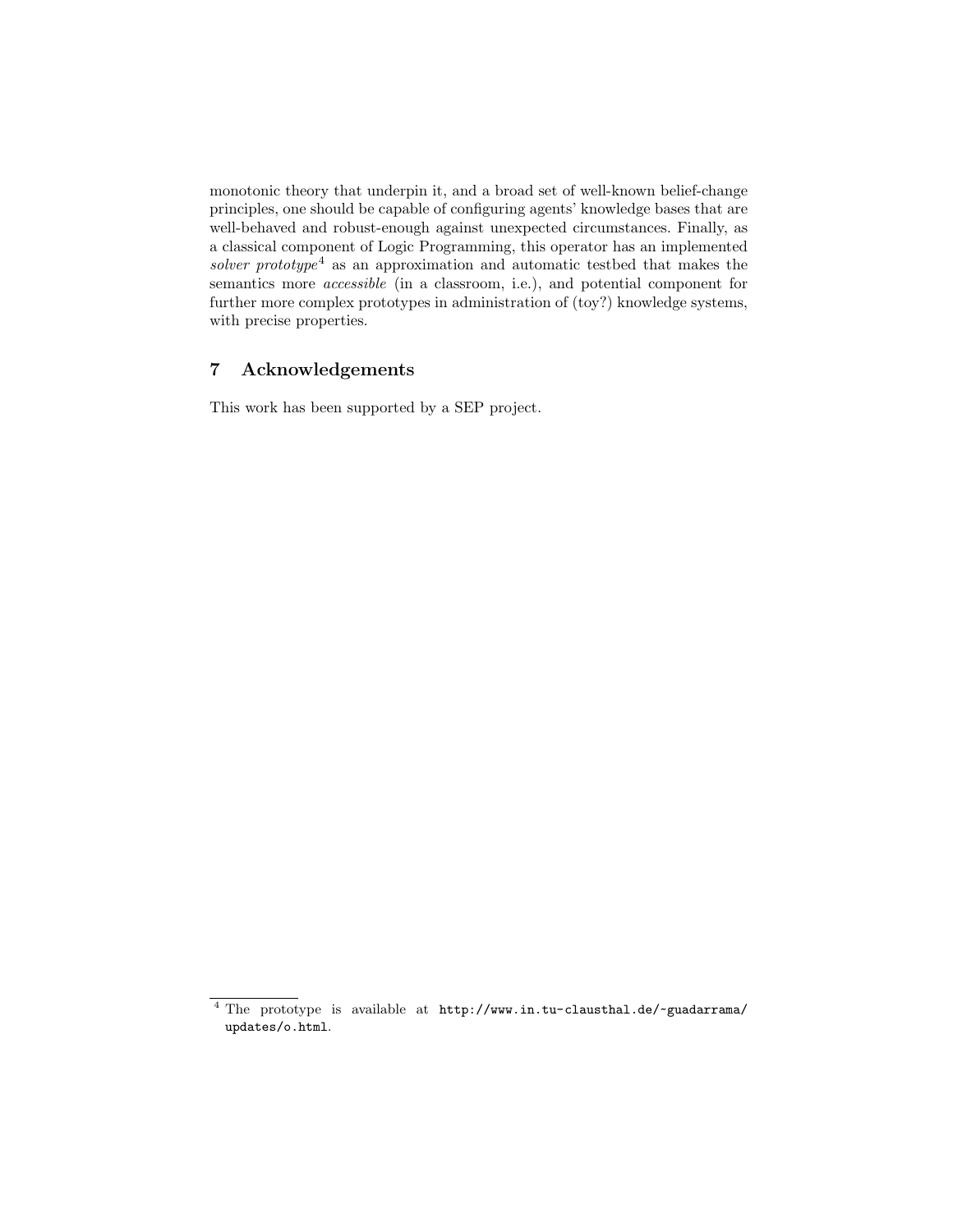monotonic theory that underpin it, and a broad set of well-known belief-change principles, one should be capable of configuring agents' knowledge bases that are well-behaved and robust-enough against unexpected circumstances. Finally, as a classical component of Logic Programming, this operator has an implemented *solver prototype*[4] as an approximation and automatic testbed that makes the semantics more *accessible* (in a classroom, i.e.), and potential component for further more complex prototypes in administration of (toy?) knowledge systems, with precise properties.

## 7 Acknowledgements

This work has been supported by a SEP project.

---

[4] The prototype is available at `http://www.in.tu-clausthal.de/~guadarrama/updates/o.html`.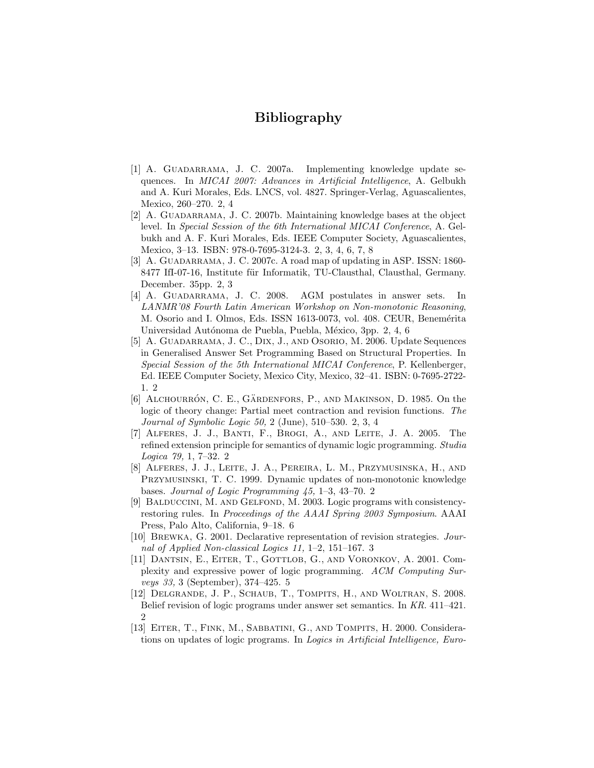# Bibliography

[1] A. Guadarrama, J. C. 2007a. Implementing knowledge update sequences. In *MICAI 2007: Advances in Artificial Intelligence*, A. Gelbukh and A. Kuri Morales, Eds. LNCS, vol. 4827. Springer-Verlag, Aguascalientes, Mexico, 260–270. 2, 4

[2] A. Guadarrama, J. C. 2007b. Maintaining knowledge bases at the object level. In *Special Session of the 6th International MICAI Conference*, A. Gelbukh and A. F. Kuri Morales, Eds. IEEE Computer Society, Aguascalientes, Mexico, 3–13. ISBN: 978-0-7695-3124-3. 2, 3, 4, 6, 7, 8

[3] A. Guadarrama, J. C. 2007c. A road map of updating in ASP. ISSN: 1860-8477 IfI-07-16, Institute für Informatik, TU-Clausthal, Clausthal, Germany. December. 35pp. 2, 3

[4] A. Guadarrama, J. C. 2008. AGM postulates in answer sets. In *LANMR'08 Fourth Latin American Workshop on Non-monotonic Reasoning*, M. Osorio and I. Olmos, Eds. ISSN 1613-0073, vol. 408. CEUR, Benemérita Universidad Autónoma de Puebla, Puebla, México, 3pp. 2, 4, 6

[5] A. Guadarrama, J. C., Dix, J., and Osorio, M. 2006. Update Sequences in Generalised Answer Set Programming Based on Structural Properties. In *Special Session of the 5th International MICAI Conference*, P. Kellenberger, Ed. IEEE Computer Society, Mexico City, Mexico, 32–41. ISBN: 0-7695-2722-1. 2

[6] Alchourrón, C. E., Gärdenfors, P., and Makinson, D. 1985. On the logic of theory change: Partial meet contraction and revision functions. *The Journal of Symbolic Logic 50,* 2 (June), 510–530. 2, 3, 4

[7] Alferes, J. J., Banti, F., Brogi, A., and Leite, J. A. 2005. The refined extension principle for semantics of dynamic logic programming. *Studia Logica 79,* 1, 7–32. 2

[8] Alferes, J. J., Leite, J. A., Pereira, L. M., Przymusinska, H., and Przymusinski, T. C. 1999. Dynamic updates of non-monotonic knowledge bases. *Journal of Logic Programming 45,* 1–3, 43–70. 2

[9] Balduccini, M. and Gelfond, M. 2003. Logic programs with consistency-restoring rules. In *Proceedings of the AAAI Spring 2003 Symposium*. AAAI Press, Palo Alto, California, 9–18. 6

[10] Brewka, G. 2001. Declarative representation of revision strategies. *Journal of Applied Non-classical Logics 11,* 1–2, 151–167. 3

[11] Dantsin, E., Eiter, T., Gottlob, G., and Voronkov, A. 2001. Complexity and expressive power of logic programming. *ACM Computing Surveys 33,* 3 (September), 374–425. 5

[12] Delgrande, J. P., Schaub, T., Tompits, H., and Woltran, S. 2008. Belief revision of logic programs under answer set semantics. In *KR*. 411–421. 2

[13] Eiter, T., Fink, M., Sabbatini, G., and Tompits, H. 2000. Considerations on updates of logic programs. In *Logics in Artificial Intelligence, Euro-*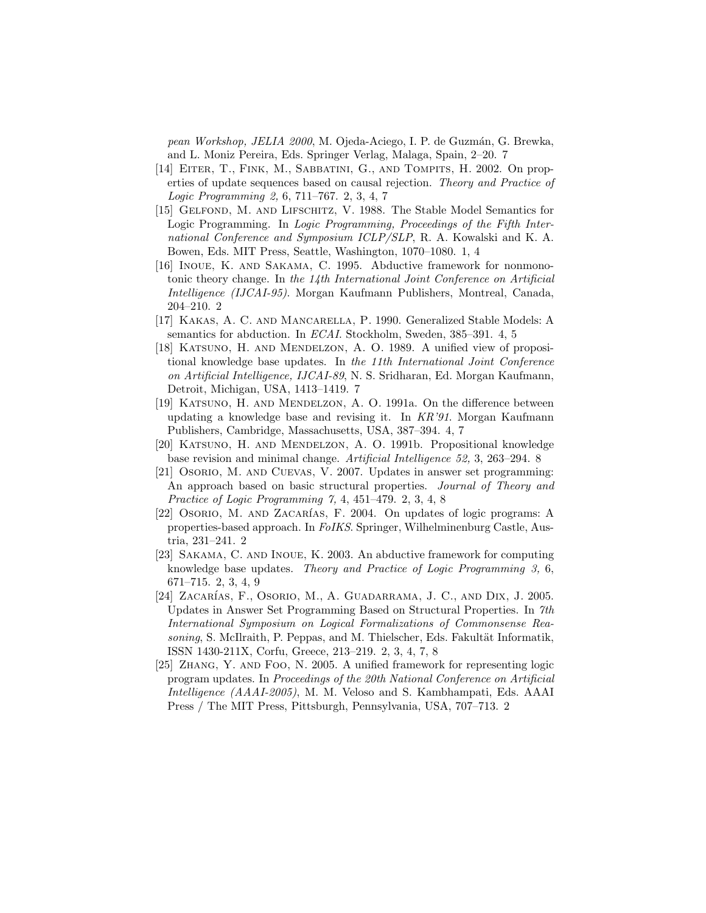*pean Workshop, JELIA 2000*, M. Ojeda-Aciego, I. P. de Guzmán, G. Brewka, and L. Moniz Pereira, Eds. Springer Verlag, Malaga, Spain, 2–20. 7

[14] Eiter, T., Fink, M., Sabbatini, G., and Tompits, H. 2002. On properties of update sequences based on causal rejection. *Theory and Practice of Logic Programming 2,* 6, 711–767. 2, 3, 4, 7

[15] Gelfond, M. and Lifschitz, V. 1988. The Stable Model Semantics for Logic Programming. In *Logic Programming, Proceedings of the Fifth International Conference and Symposium ICLP/SLP*, R. A. Kowalski and K. A. Bowen, Eds. MIT Press, Seattle, Washington, 1070–1080. 1, 4

[16] Inoue, K. and Sakama, C. 1995. Abductive framework for nonmonotonic theory change. In *the 14th International Joint Conference on Artificial Intelligence (IJCAI-95)*. Morgan Kaufmann Publishers, Montreal, Canada, 204–210. 2

[17] Kakas, A. C. and Mancarella, P. 1990. Generalized Stable Models: A semantics for abduction. In *ECAI*. Stockholm, Sweden, 385–391. 4, 5

[18] Katsuno, H. and Mendelzon, A. O. 1989. A unified view of propositional knowledge base updates. In *the 11th International Joint Conference on Artificial Intelligence, IJCAI-89*, N. S. Sridharan, Ed. Morgan Kaufmann, Detroit, Michigan, USA, 1413–1419. 7

[19] Katsuno, H. and Mendelzon, A. O. 1991a. On the difference between updating a knowledge base and revising it. In *KR'91*. Morgan Kaufmann Publishers, Cambridge, Massachusetts, USA, 387–394. 4, 7

[20] Katsuno, H. and Mendelzon, A. O. 1991b. Propositional knowledge base revision and minimal change. *Artificial Intelligence 52,* 3, 263–294. 8

[21] Osorio, M. and Cuevas, V. 2007. Updates in answer set programming: An approach based on basic structural properties. *Journal of Theory and Practice of Logic Programming 7,* 4, 451–479. 2, 3, 4, 8

[22] Osorio, M. and Zacarías, F. 2004. On updates of logic programs: A properties-based approach. In *FoIKS*. Springer, Wilhelminenburg Castle, Austria, 231–241. 2

[23] Sakama, C. and Inoue, K. 2003. An abductive framework for computing knowledge base updates. *Theory and Practice of Logic Programming 3,* 6, 671–715. 2, 3, 4, 9

[24] Zacarías, F., Osorio, M., A. Guadarrama, J. C., and Dix, J. 2005. Updates in Answer Set Programming Based on Structural Properties. In *7th International Symposium on Logical Formalizations of Commonsense Reasoning*, S. McIlraith, P. Peppas, and M. Thielscher, Eds. Fakultät Informatik, ISSN 1430-211X, Corfu, Greece, 213–219. 2, 3, 4, 7, 8

[25] Zhang, Y. and Foo, N. 2005. A unified framework for representing logic program updates. In *Proceedings of the 20th National Conference on Artificial Intelligence (AAAI-2005)*, M. M. Veloso and S. Kambhampati, Eds. AAAI Press / The MIT Press, Pittsburgh, Pennsylvania, USA, 707–713. 2